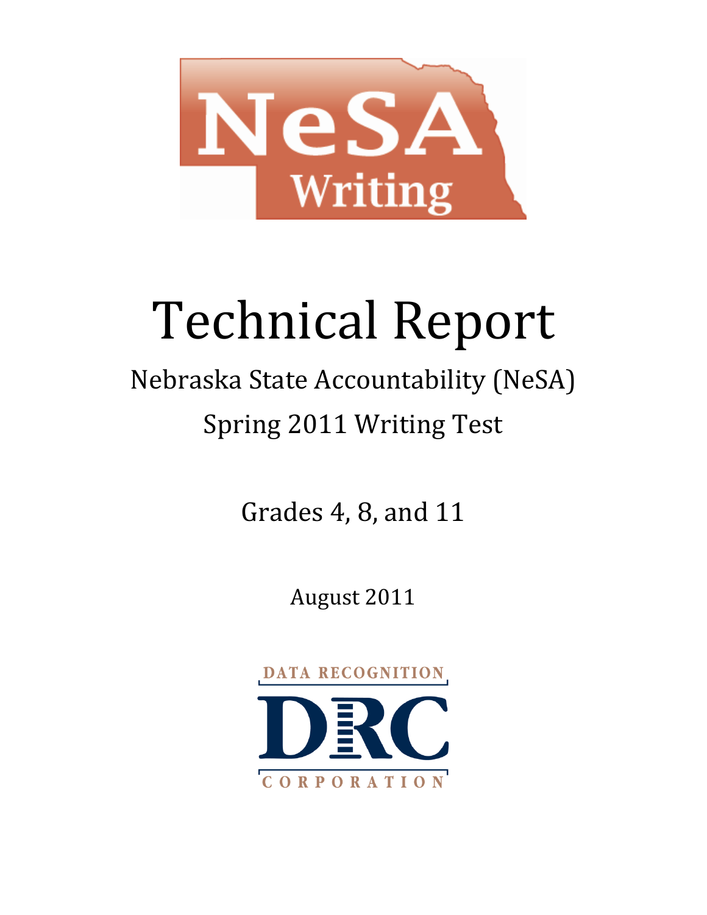NeSA Writing

# Technical Report

## Nebraska State Accountability (NeSA)

## Spring 2011 Writing Test

Grades 4, 8, and 11

August 2011

DATA RECOGNITION

DRC

CORPORATION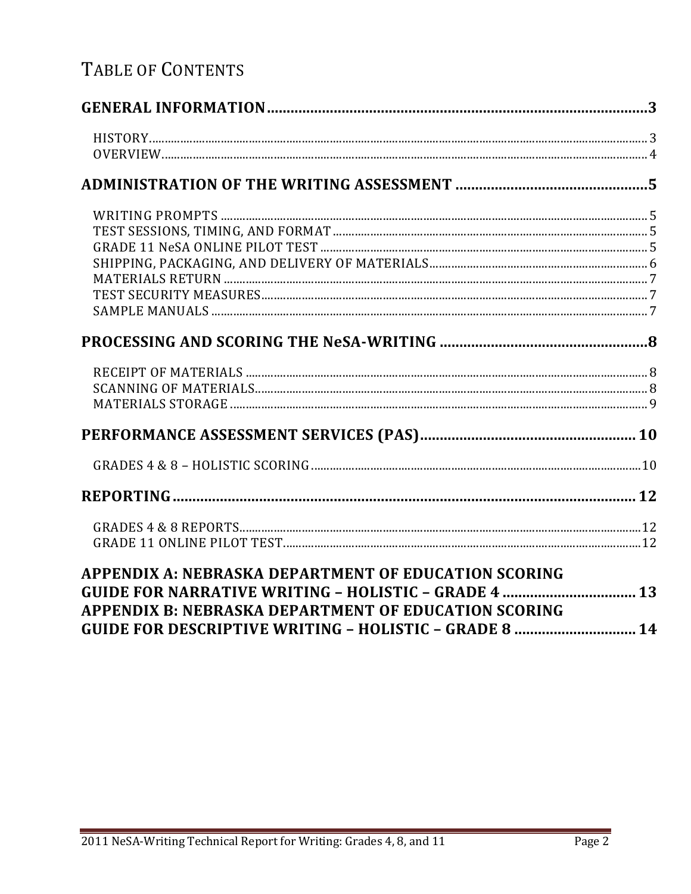# TABLE OF CONTENTS

**GENERAL INFORMATION ........................................................................................ 3**

HISTORY ........................................................................................................................ 3
OVERVIEW ..................................................................................................................... 4

**ADMINISTRATION OF THE WRITING ASSESSMENT ............................................. 5**

WRITING PROMPTS ....................................................................................................... 5
TEST SESSIONS, TIMING, AND FORMAT ..................................................................... 5
GRADE 11 NeSA ONLINE PILOT TEST ......................................................................... 5
SHIPPING, PACKAGING, AND DELIVERY OF MATERIALS ............................................ 6
MATERIALS RETURN ..................................................................................................... 7
TEST SECURITY MEASURES ......................................................................................... 7
SAMPLE MANUALS ........................................................................................................ 7

**PROCESSING AND SCORING THE NeSA-WRITING ............................................... 8**

RECEIPT OF MATERIALS ............................................................................................... 8
SCANNING OF MATERIALS ........................................................................................... 8
MATERIALS STORAGE ................................................................................................... 9

**PERFORMANCE ASSESSMENT SERVICES (PAS) ................................................... 10**

GRADES 4 & 8 – HOLISTIC SCORING .......................................................................... 10

**REPORTING ............................................................................................................. 12**

GRADES 4 & 8 REPORTS .............................................................................................. 12
GRADE 11 ONLINE PILOT TEST ................................................................................... 12

**APPENDIX A: NEBRASKA DEPARTMENT OF EDUCATION SCORING GUIDE FOR NARRATIVE WRITING – HOLISTIC – GRADE 4 ..................................... 13**

**APPENDIX B: NEBRASKA DEPARTMENT OF EDUCATION SCORING GUIDE FOR DESCRIPTIVE WRITING – HOLISTIC – GRADE 8 ................................... 14**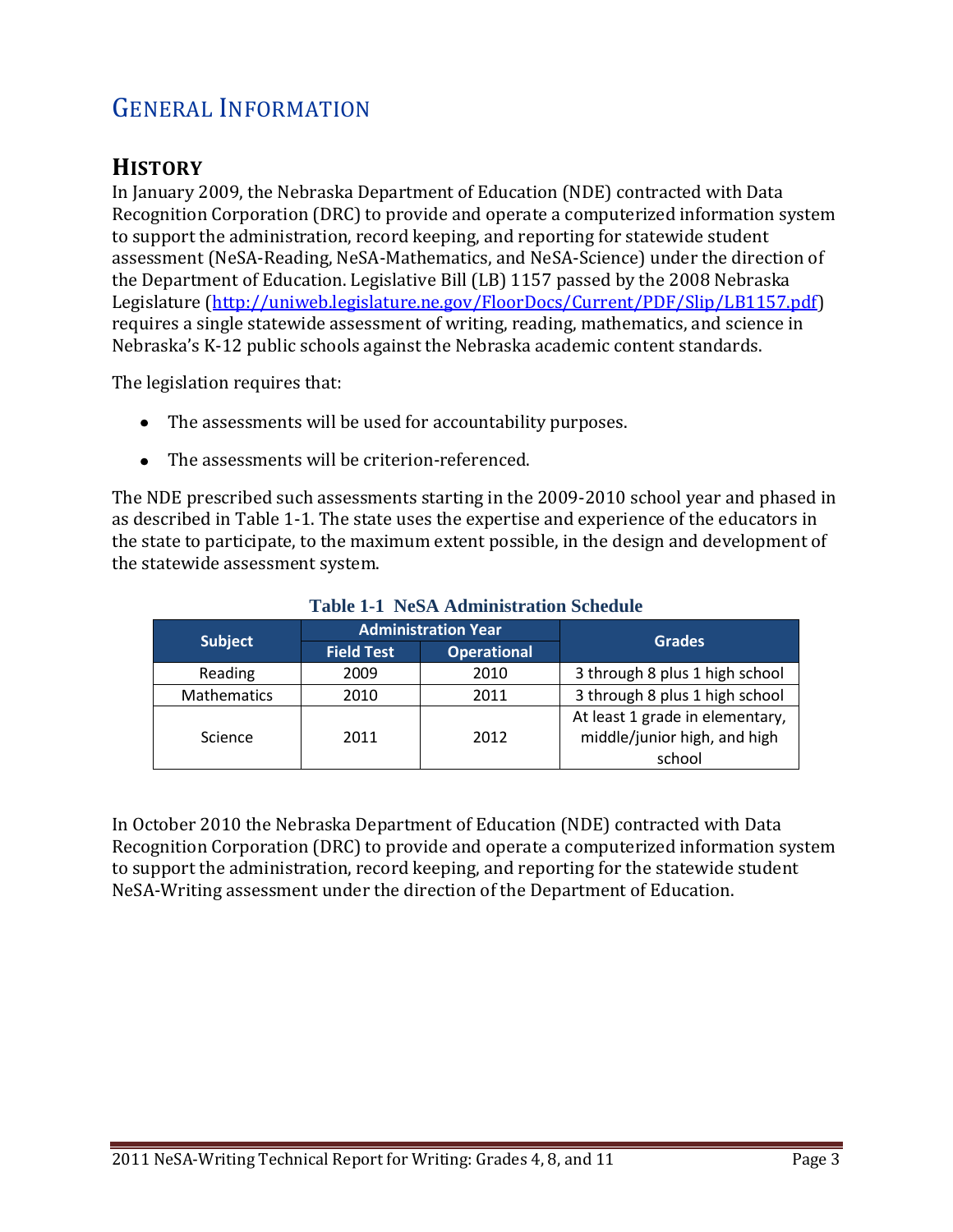# GENERAL INFORMATION

## HISTORY

In January 2009, the Nebraska Department of Education (NDE) contracted with Data Recognition Corporation (DRC) to provide and operate a computerized information system to support the administration, record keeping, and reporting for statewide student assessment (NeSA-Reading, NeSA-Mathematics, and NeSA-Science) under the direction of the Department of Education. Legislative Bill (LB) 1157 passed by the 2008 Nebraska Legislature (http://uniweb.legislature.ne.gov/FloorDocs/Current/PDF/Slip/LB1157.pdf) requires a single statewide assessment of writing, reading, mathematics, and science in Nebraska's K-12 public schools against the Nebraska academic content standards.

The legislation requires that:

- The assessments will be used for accountability purposes.
- The assessments will be criterion-referenced.

The NDE prescribed such assessments starting in the 2009-2010 school year and phased in as described in Table 1-1. The state uses the expertise and experience of the educators in the state to participate, to the maximum extent possible, in the design and development of the statewide assessment system.

**Table 1-1 NeSA Administration Schedule**

| Subject | Administration Year | | Grades |
|---|---|---|---|
| | Field Test | Operational | |
| Reading | 2009 | 2010 | 3 through 8 plus 1 high school |
| Mathematics | 2010 | 2011 | 3 through 8 plus 1 high school |
| Science | 2011 | 2012 | At least 1 grade in elementary, middle/junior high, and high school |

In October 2010 the Nebraska Department of Education (NDE) contracted with Data Recognition Corporation (DRC) to provide and operate a computerized information system to support the administration, record keeping, and reporting for the statewide student NeSA-Writing assessment under the direction of the Department of Education.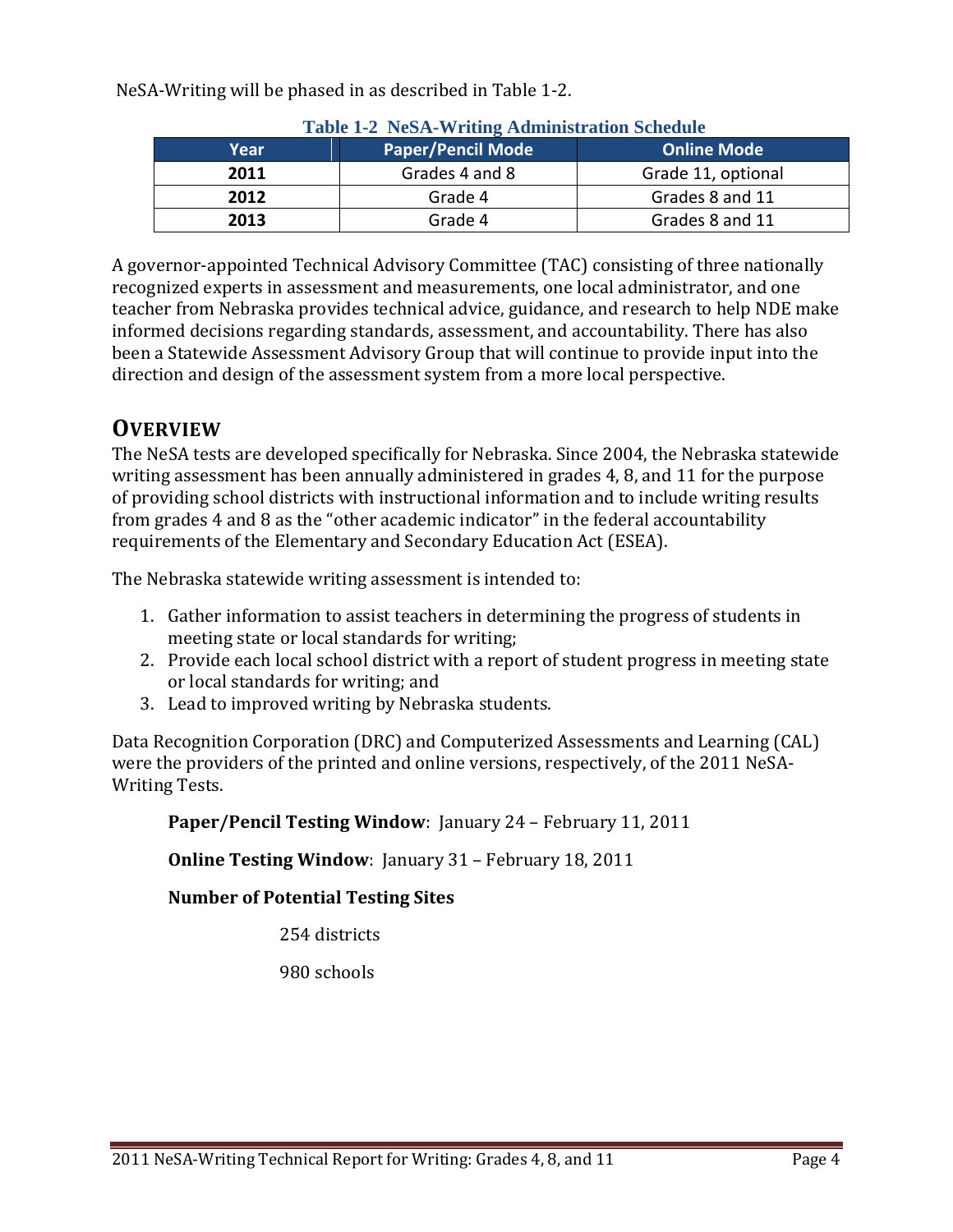NeSA-Writing will be phased in as described in Table 1-2.

**Table 1-2 NeSA-Writing Administration Schedule**

| Year | Paper/Pencil Mode | Online Mode |
| --- | --- | --- |
| **2011** | Grades 4 and 8 | Grade 11, optional |
| **2012** | Grade 4 | Grades 8 and 11 |
| **2013** | Grade 4 | Grades 8 and 11 |

A governor-appointed Technical Advisory Committee (TAC) consisting of three nationally recognized experts in assessment and measurements, one local administrator, and one teacher from Nebraska provides technical advice, guidance, and research to help NDE make informed decisions regarding standards, assessment, and accountability. There has also been a Statewide Assessment Advisory Group that will continue to provide input into the direction and design of the assessment system from a more local perspective.

## OVERVIEW

The NeSA tests are developed specifically for Nebraska. Since 2004, the Nebraska statewide writing assessment has been annually administered in grades 4, 8, and 11 for the purpose of providing school districts with instructional information and to include writing results from grades 4 and 8 as the "other academic indicator" in the federal accountability requirements of the Elementary and Secondary Education Act (ESEA).

The Nebraska statewide writing assessment is intended to:

1. Gather information to assist teachers in determining the progress of students in meeting state or local standards for writing;
2. Provide each local school district with a report of student progress in meeting state or local standards for writing; and
3. Lead to improved writing by Nebraska students.

Data Recognition Corporation (DRC) and Computerized Assessments and Learning (CAL) were the providers of the printed and online versions, respectively, of the 2011 NeSA-Writing Tests.

**Paper/Pencil Testing Window**: January 24 – February 11, 2011

**Online Testing Window**: January 31 – February 18, 2011

**Number of Potential Testing Sites**

254 districts

980 schools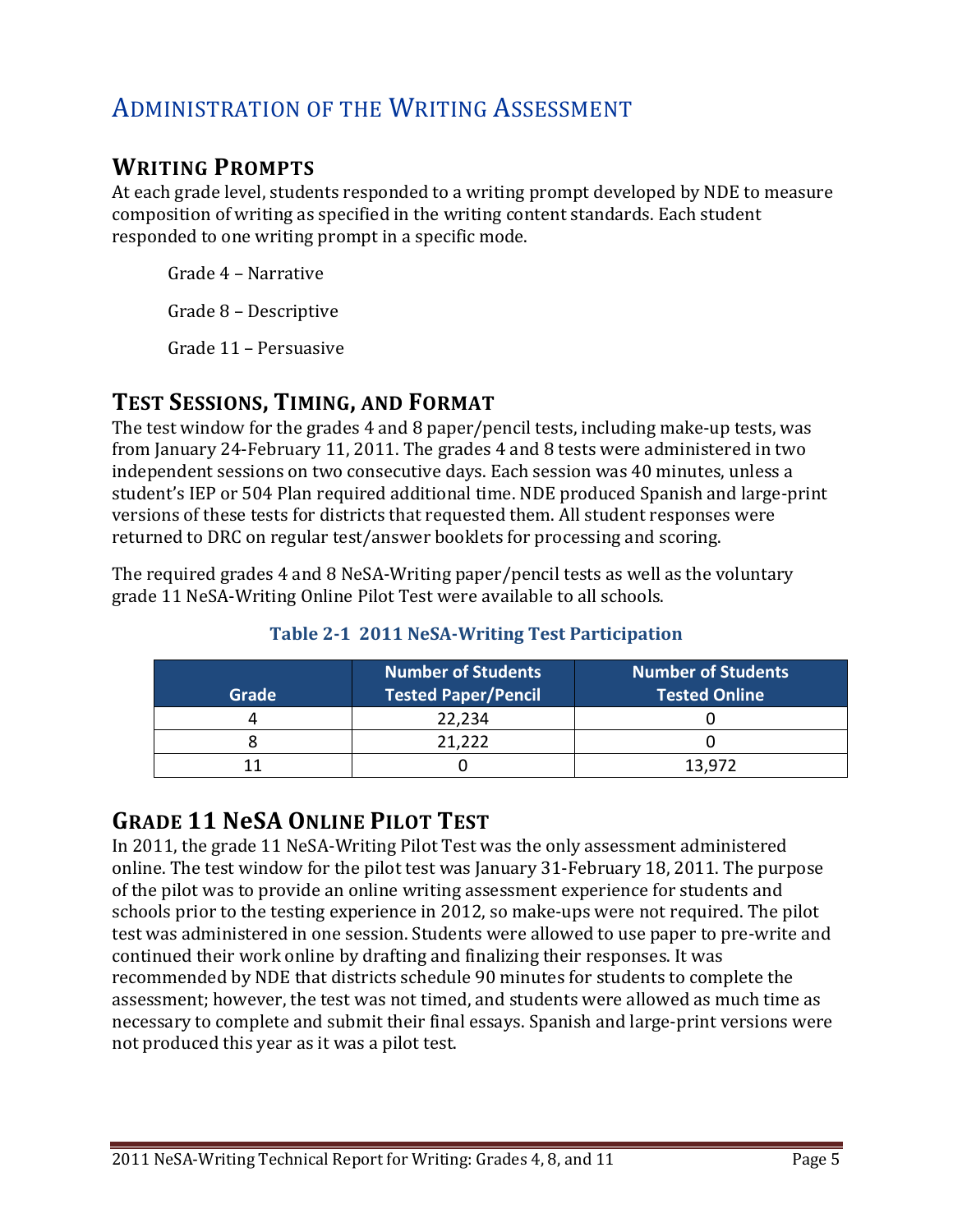# Administration of the Writing Assessment

## Writing Prompts

At each grade level, students responded to a writing prompt developed by NDE to measure composition of writing as specified in the writing content standards. Each student responded to one writing prompt in a specific mode.

Grade 4 – Narrative

Grade 8 – Descriptive

Grade 11 – Persuasive

## Test Sessions, Timing, and Format

The test window for the grades 4 and 8 paper/pencil tests, including make-up tests, was from January 24-February 11, 2011. The grades 4 and 8 tests were administered in two independent sessions on two consecutive days. Each session was 40 minutes, unless a student's IEP or 504 Plan required additional time. NDE produced Spanish and large-print versions of these tests for districts that requested them. All student responses were returned to DRC on regular test/answer booklets for processing and scoring.

The required grades 4 and 8 NeSA-Writing paper/pencil tests as well as the voluntary grade 11 NeSA-Writing Online Pilot Test were available to all schools.

**Table 2-1 2011 NeSA-Writing Test Participation**

| Grade | Number of Students Tested Paper/Pencil | Number of Students Tested Online |
|---|---|---|
| 4 | 22,234 | 0 |
| 8 | 21,222 | 0 |
| 11 | 0 | 13,972 |

## Grade 11 NeSA Online Pilot Test

In 2011, the grade 11 NeSA-Writing Pilot Test was the only assessment administered online. The test window for the pilot test was January 31-February 18, 2011. The purpose of the pilot was to provide an online writing assessment experience for students and schools prior to the testing experience in 2012, so make-ups were not required. The pilot test was administered in one session. Students were allowed to use paper to pre-write and continued their work online by drafting and finalizing their responses. It was recommended by NDE that districts schedule 90 minutes for students to complete the assessment; however, the test was not timed, and students were allowed as much time as necessary to complete and submit their final essays. Spanish and large-print versions were not produced this year as it was a pilot test.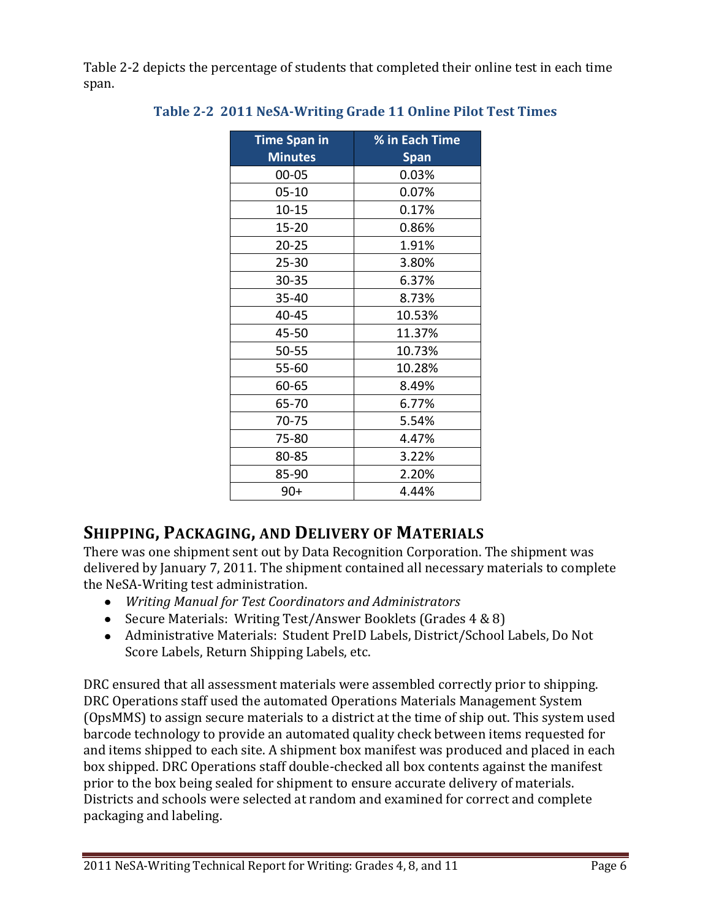Table 2-2 depicts the percentage of students that completed their online test in each time span.

**Table 2-2 2011 NeSA-Writing Grade 11 Online Pilot Test Times**

| Time Span in Minutes | % in Each Time Span |
|---|---|
| 00-05 | 0.03% |
| 05-10 | 0.07% |
| 10-15 | 0.17% |
| 15-20 | 0.86% |
| 20-25 | 1.91% |
| 25-30 | 3.80% |
| 30-35 | 6.37% |
| 35-40 | 8.73% |
| 40-45 | 10.53% |
| 45-50 | 11.37% |
| 50-55 | 10.73% |
| 55-60 | 10.28% |
| 60-65 | 8.49% |
| 65-70 | 6.77% |
| 70-75 | 5.54% |
| 75-80 | 4.47% |
| 80-85 | 3.22% |
| 85-90 | 2.20% |
| 90+ | 4.44% |

## SHIPPING, PACKAGING, AND DELIVERY OF MATERIALS

There was one shipment sent out by Data Recognition Corporation. The shipment was delivered by January 7, 2011. The shipment contained all necessary materials to complete the NeSA-Writing test administration.

- *Writing Manual for Test Coordinators and Administrators*
- Secure Materials: Writing Test/Answer Booklets (Grades 4 & 8)
- Administrative Materials: Student PreID Labels, District/School Labels, Do Not Score Labels, Return Shipping Labels, etc.

DRC ensured that all assessment materials were assembled correctly prior to shipping. DRC Operations staff used the automated Operations Materials Management System (OpsMMS) to assign secure materials to a district at the time of ship out. This system used barcode technology to provide an automated quality check between items requested for and items shipped to each site. A shipment box manifest was produced and placed in each box shipped. DRC Operations staff double-checked all box contents against the manifest prior to the box being sealed for shipment to ensure accurate delivery of materials. Districts and schools were selected at random and examined for correct and complete packaging and labeling.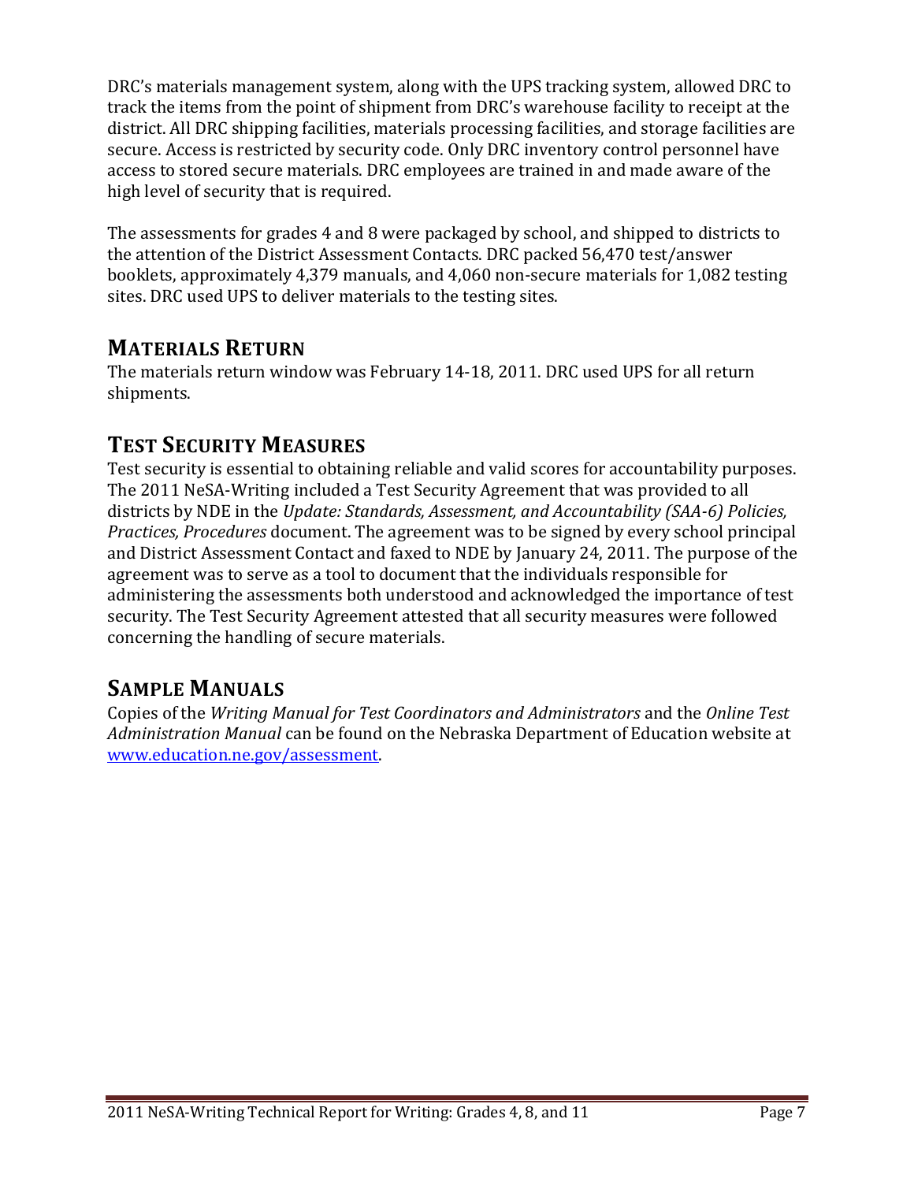DRC's materials management system, along with the UPS tracking system, allowed DRC to track the items from the point of shipment from DRC's warehouse facility to receipt at the district. All DRC shipping facilities, materials processing facilities, and storage facilities are secure. Access is restricted by security code. Only DRC inventory control personnel have access to stored secure materials. DRC employees are trained in and made aware of the high level of security that is required.

The assessments for grades 4 and 8 were packaged by school, and shipped to districts to the attention of the District Assessment Contacts. DRC packed 56,470 test/answer booklets, approximately 4,379 manuals, and 4,060 non-secure materials for 1,082 testing sites. DRC used UPS to deliver materials to the testing sites.

## Materials Return

The materials return window was February 14-18, 2011. DRC used UPS for all return shipments.

## Test Security Measures

Test security is essential to obtaining reliable and valid scores for accountability purposes. The 2011 NeSA-Writing included a Test Security Agreement that was provided to all districts by NDE in the *Update: Standards, Assessment, and Accountability (SAA-6) Policies, Practices, Procedures* document. The agreement was to be signed by every school principal and District Assessment Contact and faxed to NDE by January 24, 2011. The purpose of the agreement was to serve as a tool to document that the individuals responsible for administering the assessments both understood and acknowledged the importance of test security. The Test Security Agreement attested that all security measures were followed concerning the handling of secure materials.

## Sample Manuals

Copies of the *Writing Manual for Test Coordinators and Administrators* and the *Online Test Administration Manual* can be found on the Nebraska Department of Education website at [www.education.ne.gov/assessment](www.education.ne.gov/assessment).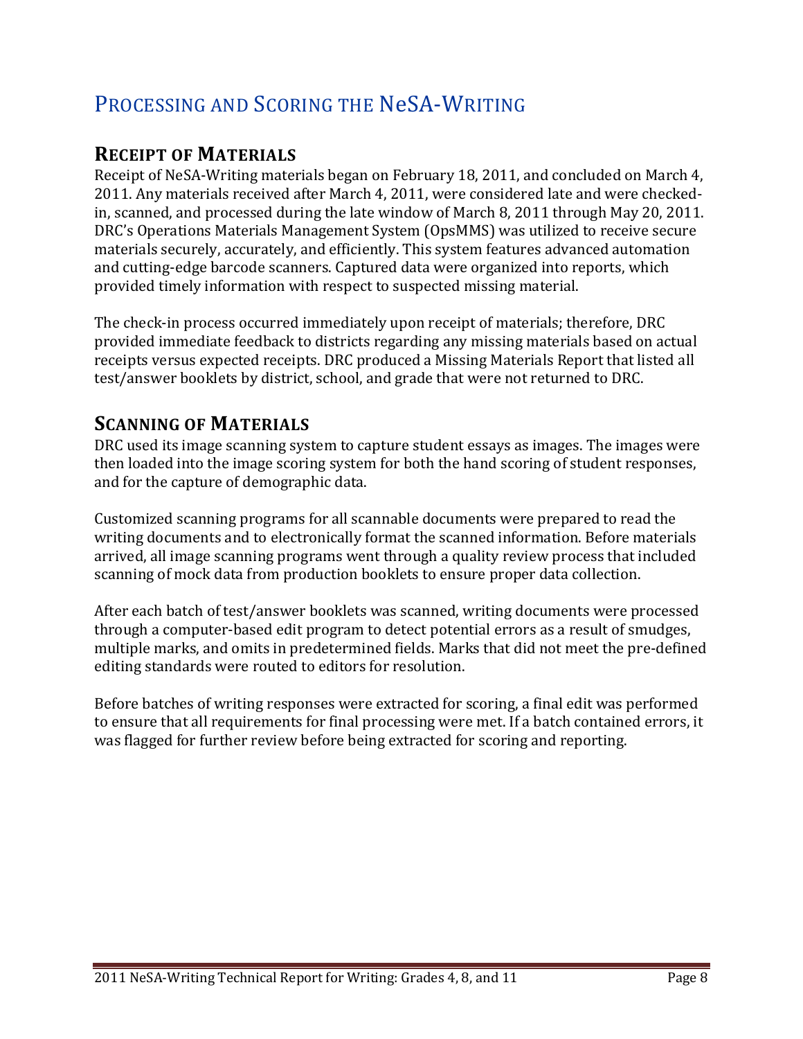# Processing and Scoring the NeSA-Writing

## Receipt of Materials

Receipt of NeSA-Writing materials began on February 18, 2011, and concluded on March 4, 2011. Any materials received after March 4, 2011, were considered late and were checked-in, scanned, and processed during the late window of March 8, 2011 through May 20, 2011. DRC's Operations Materials Management System (OpsMMS) was utilized to receive secure materials securely, accurately, and efficiently. This system features advanced automation and cutting-edge barcode scanners. Captured data were organized into reports, which provided timely information with respect to suspected missing material.

The check-in process occurred immediately upon receipt of materials; therefore, DRC provided immediate feedback to districts regarding any missing materials based on actual receipts versus expected receipts. DRC produced a Missing Materials Report that listed all test/answer booklets by district, school, and grade that were not returned to DRC.

## Scanning of Materials

DRC used its image scanning system to capture student essays as images. The images were then loaded into the image scoring system for both the hand scoring of student responses, and for the capture of demographic data.

Customized scanning programs for all scannable documents were prepared to read the writing documents and to electronically format the scanned information. Before materials arrived, all image scanning programs went through a quality review process that included scanning of mock data from production booklets to ensure proper data collection.

After each batch of test/answer booklets was scanned, writing documents were processed through a computer-based edit program to detect potential errors as a result of smudges, multiple marks, and omits in predetermined fields. Marks that did not meet the pre-defined editing standards were routed to editors for resolution.

Before batches of writing responses were extracted for scoring, a final edit was performed to ensure that all requirements for final processing were met. If a batch contained errors, it was flagged for further review before being extracted for scoring and reporting.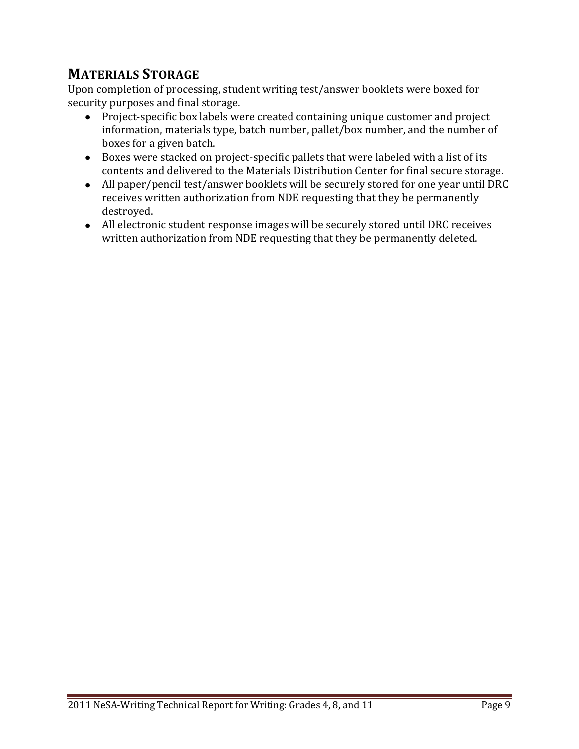## Materials Storage

Upon completion of processing, student writing test/answer booklets were boxed for security purposes and final storage.

- Project-specific box labels were created containing unique customer and project information, materials type, batch number, pallet/box number, and the number of boxes for a given batch.
- Boxes were stacked on project-specific pallets that were labeled with a list of its contents and delivered to the Materials Distribution Center for final secure storage.
- All paper/pencil test/answer booklets will be securely stored for one year until DRC receives written authorization from NDE requesting that they be permanently destroyed.
- All electronic student response images will be securely stored until DRC receives written authorization from NDE requesting that they be permanently deleted.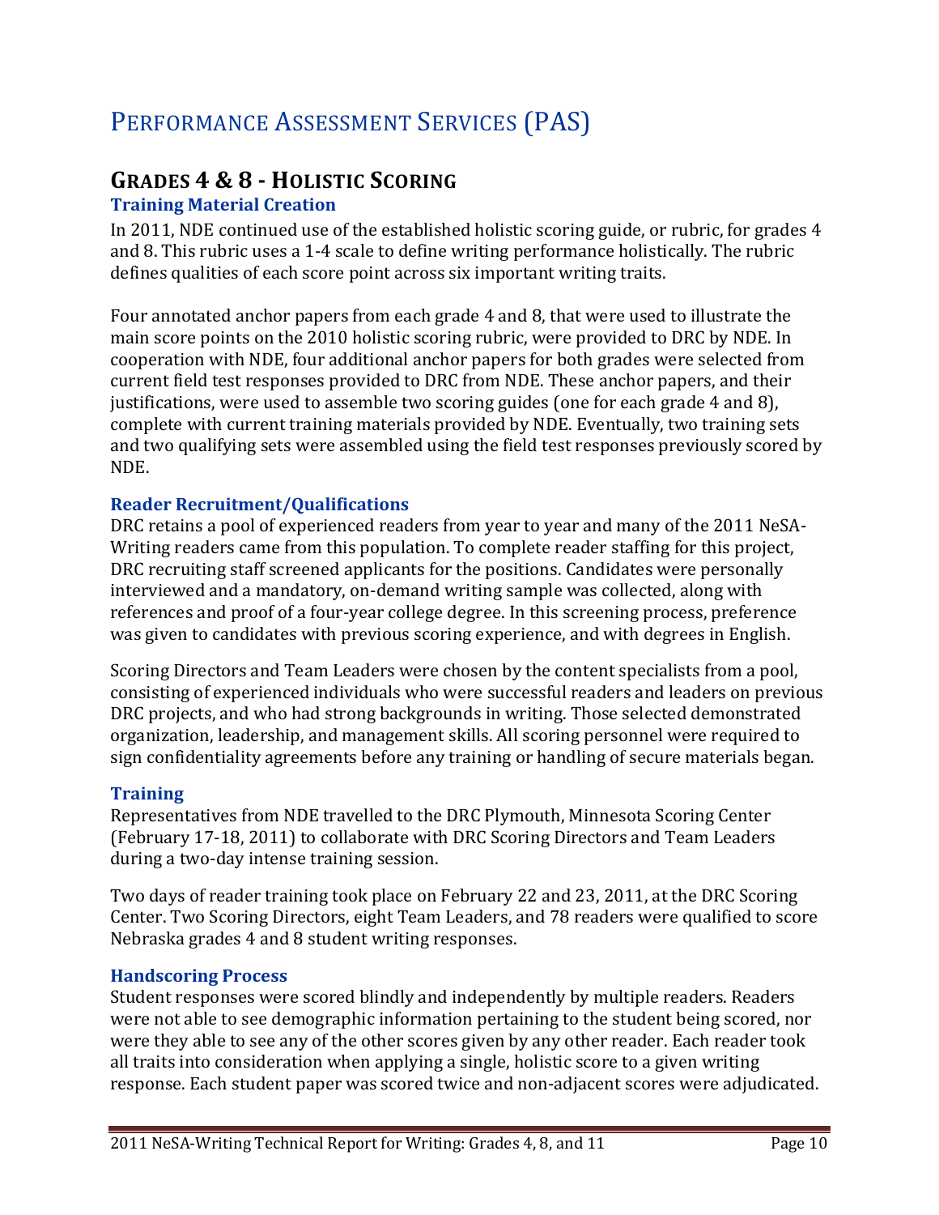# Performance Assessment Services (PAS)

## Grades 4 & 8 - Holistic Scoring

### Training Material Creation

In 2011, NDE continued use of the established holistic scoring guide, or rubric, for grades 4 and 8. This rubric uses a 1-4 scale to define writing performance holistically. The rubric defines qualities of each score point across six important writing traits.

Four annotated anchor papers from each grade 4 and 8, that were used to illustrate the main score points on the 2010 holistic scoring rubric, were provided to DRC by NDE. In cooperation with NDE, four additional anchor papers for both grades were selected from current field test responses provided to DRC from NDE. These anchor papers, and their justifications, were used to assemble two scoring guides (one for each grade 4 and 8), complete with current training materials provided by NDE. Eventually, two training sets and two qualifying sets were assembled using the field test responses previously scored by NDE.

### Reader Recruitment/Qualifications

DRC retains a pool of experienced readers from year to year and many of the 2011 NeSA-Writing readers came from this population. To complete reader staffing for this project, DRC recruiting staff screened applicants for the positions. Candidates were personally interviewed and a mandatory, on-demand writing sample was collected, along with references and proof of a four-year college degree. In this screening process, preference was given to candidates with previous scoring experience, and with degrees in English.

Scoring Directors and Team Leaders were chosen by the content specialists from a pool, consisting of experienced individuals who were successful readers and leaders on previous DRC projects, and who had strong backgrounds in writing. Those selected demonstrated organization, leadership, and management skills. All scoring personnel were required to sign confidentiality agreements before any training or handling of secure materials began.

### Training

Representatives from NDE travelled to the DRC Plymouth, Minnesota Scoring Center (February 17-18, 2011) to collaborate with DRC Scoring Directors and Team Leaders during a two-day intense training session.

Two days of reader training took place on February 22 and 23, 2011, at the DRC Scoring Center. Two Scoring Directors, eight Team Leaders, and 78 readers were qualified to score Nebraska grades 4 and 8 student writing responses.

### Handscoring Process

Student responses were scored blindly and independently by multiple readers. Readers were not able to see demographic information pertaining to the student being scored, nor were they able to see any of the other scores given by any other reader. Each reader took all traits into consideration when applying a single, holistic score to a given writing response. Each student paper was scored twice and non-adjacent scores were adjudicated.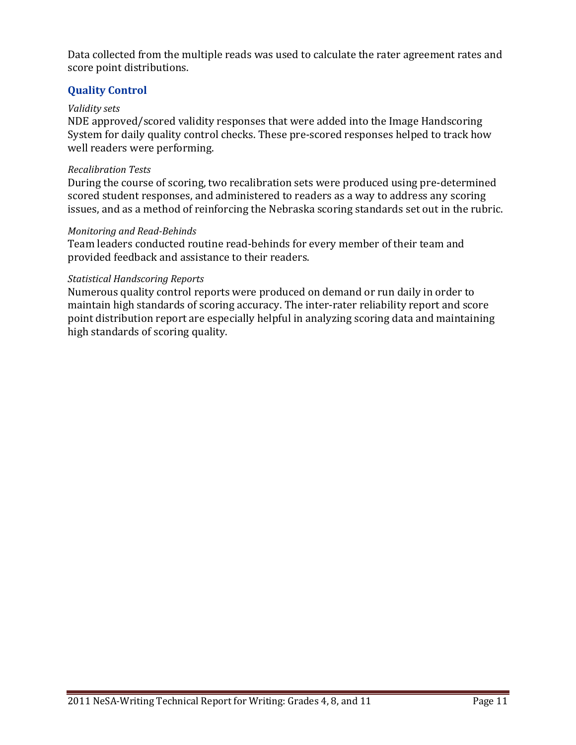Data collected from the multiple reads was used to calculate the rater agreement rates and score point distributions.

## Quality Control

*Validity sets*

NDE approved/scored validity responses that were added into the Image Handscoring System for daily quality control checks. These pre-scored responses helped to track how well readers were performing.

*Recalibration Tests*

During the course of scoring, two recalibration sets were produced using pre-determined scored student responses, and administered to readers as a way to address any scoring issues, and as a method of reinforcing the Nebraska scoring standards set out in the rubric.

*Monitoring and Read-Behinds*

Team leaders conducted routine read-behinds for every member of their team and provided feedback and assistance to their readers.

*Statistical Handscoring Reports*

Numerous quality control reports were produced on demand or run daily in order to maintain high standards of scoring accuracy. The inter-rater reliability report and score point distribution report are especially helpful in analyzing scoring data and maintaining high standards of scoring quality.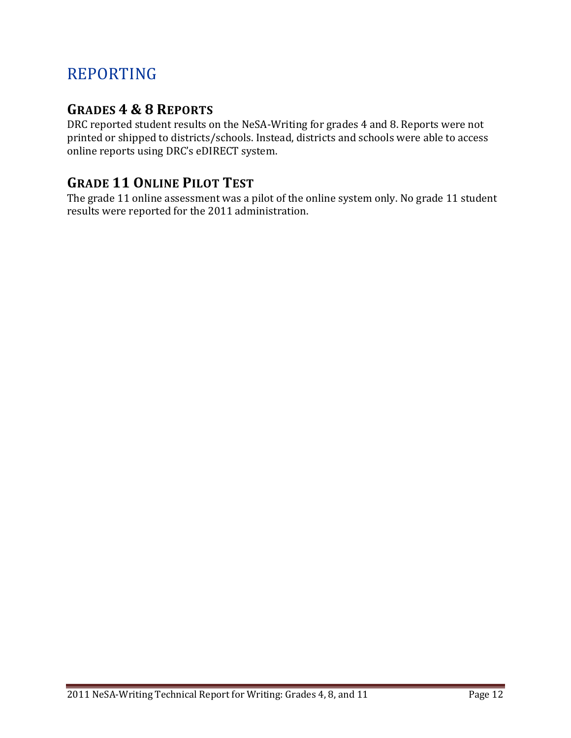# REPORTING

## Grades 4 & 8 Reports

DRC reported student results on the NeSA-Writing for grades 4 and 8. Reports were not printed or shipped to districts/schools. Instead, districts and schools were able to access online reports using DRC's eDIRECT system.

## Grade 11 Online Pilot Test

The grade 11 online assessment was a pilot of the online system only. No grade 11 student results were reported for the 2011 administration.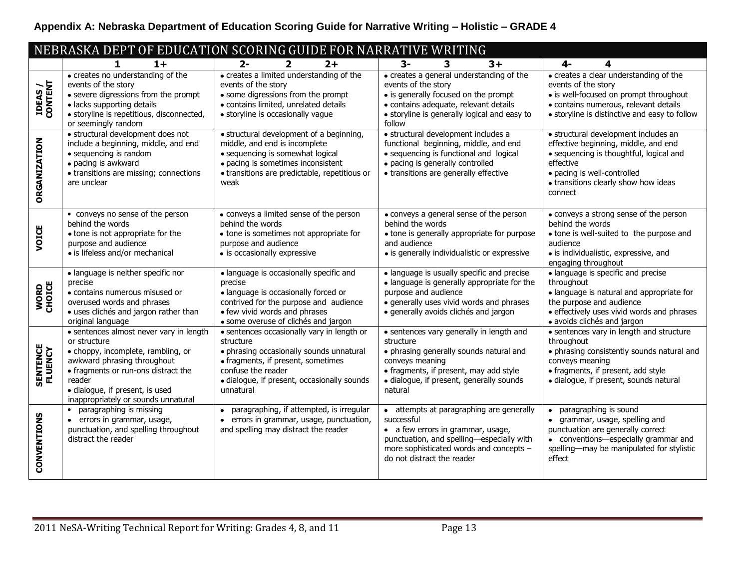**Appendix A: Nebraska Department of Education Scoring Guide for Narrative Writing – Holistic – GRADE 4**

| NEBRASKA DEPT OF EDUCATION SCORING GUIDE FOR NARRATIVE WRITING | | | | |
|---|---|---|---|---|
| | **1 1+** | **2- 2 2+** | **3- 3 3+** | **4- 4** |
| **IDEAS / CONTENT** | • creates no understanding of the events of the story<br>• severe digressions from the prompt<br>• lacks supporting details<br>• storyline is repetitious, disconnected, or seemingly random | • creates a limited understanding of the events of the story<br>• some digressions from the prompt<br>• contains limited, unrelated details<br>• storyline is occasionally vague | • creates a general understanding of the events of the story<br>• is generally focused on the prompt<br>• contains adequate, relevant details<br>• storyline is generally logical and easy to follow | • creates a clear understanding of the events of the story<br>• is well-focused on prompt throughout<br>• contains numerous, relevant details<br>• storyline is distinctive and easy to follow |
| **ORGANIZATION** | • structural development does not include a beginning, middle, and end<br>• sequencing is random<br>• pacing is awkward<br>• transitions are missing; connections are unclear | • structural development of a beginning, middle, and end is incomplete<br>• sequencing is somewhat logical<br>• pacing is sometimes inconsistent<br>• transitions are predictable, repetitious or weak | • structural development includes a functional beginning, middle, and end<br>• sequencing is functional and logical<br>• pacing is generally controlled<br>• transitions are generally effective | • structural development includes an effective beginning, middle, and end<br>• sequencing is thoughtful, logical and effective<br>• pacing is well-controlled<br>• transitions clearly show how ideas connect |
| **VOICE** | • conveys no sense of the person behind the words<br>• tone is not appropriate for the purpose and audience<br>• is lifeless and/or mechanical | • conveys a limited sense of the person behind the words<br>• tone is sometimes not appropriate for purpose and audience<br>• is occasionally expressive | • conveys a general sense of the person behind the words<br>• tone is generally appropriate for purpose and audience<br>• is generally individualistic or expressive | • conveys a strong sense of the person behind the words<br>• tone is well-suited to the purpose and audience<br>• is individualistic, expressive, and engaging throughout |
| **WORD CHOICE** | • language is neither specific nor precise<br>• contains numerous misused or overused words and phrases<br>• uses clichés and jargon rather than original language | • language is occasionally specific and precise<br>• language is occasionally forced or contrived for the purpose and audience<br>• few vivid words and phrases<br>• some overuse of clichés and jargon | • language is usually specific and precise<br>• language is generally appropriate for the purpose and audience<br>• generally uses vivid words and phrases<br>• generally avoids clichés and jargon | • language is specific and precise throughout<br>• language is natural and appropriate for the purpose and audience<br>• effectively uses vivid words and phrases<br>• avoids clichés and jargon |
| **SENTENCE FLUENCY** | • sentences almost never vary in length or structure<br>• choppy, incomplete, rambling, or awkward phrasing throughout<br>• fragments or run-ons distract the reader<br>• dialogue, if present, is used inappropriately or sounds unnatural | • sentences occasionally vary in length or structure<br>• phrasing occasionally sounds unnatural<br>• fragments, if present, sometimes confuse the reader<br>• dialogue, if present, occasionally sounds unnatural | • sentences vary generally in length and structure<br>• phrasing generally sounds natural and conveys meaning<br>• fragments, if present, may add style<br>• dialogue, if present, generally sounds natural | • sentences vary in length and structure throughout<br>• phrasing consistently sounds natural and conveys meaning<br>• fragments, if present, add style<br>• dialogue, if present, sounds natural |
| **CONVENTIONS** | • paragraphing is missing<br>• errors in grammar, usage, punctuation, and spelling throughout distract the reader | • paragraphing, if attempted, is irregular<br>• errors in grammar, usage, punctuation, and spelling may distract the reader | • attempts at paragraphing are generally successful<br>• a few errors in grammar, usage, punctuation, and spelling—especially with more sophisticated words and concepts – do not distract the reader | • paragraphing is sound<br>• grammar, usage, spelling and punctuation are generally correct<br>• conventions—especially grammar and spelling—may be manipulated for stylistic effect |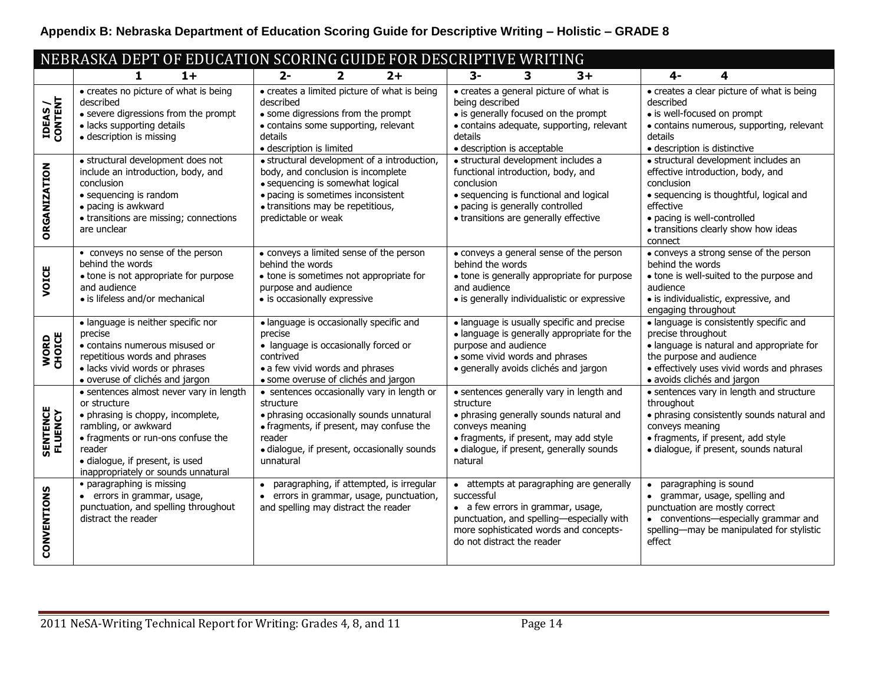**Appendix B: Nebraska Department of Education Scoring Guide for Descriptive Writing – Holistic – GRADE 8**

| NEBRASKA DEPT OF EDUCATION SCORING GUIDE FOR DESCRIPTIVE WRITING | | | | |
|---|---|---|---|---|
| | 1 1+ | 2- 2 2+ | 3- 3 3+ | 4- 4 |
| IDEAS / CONTENT | • creates no picture of what is being described<br>• severe digressions from the prompt<br>• lacks supporting details<br>• description is missing | • creates a limited picture of what is being described<br>• some digressions from the prompt<br>• contains some supporting, relevant details<br>• description is limited | • creates a general picture of what is being described<br>• is generally focused on the prompt<br>• contains adequate, supporting, relevant details<br>• description is acceptable | • creates a clear picture of what is being described<br>• is well-focused on prompt<br>• contains numerous, supporting, relevant details<br>• description is distinctive |
| ORGANIZATION | • structural development does not include an introduction, body, and conclusion<br>• sequencing is random<br>• pacing is awkward<br>• transitions are missing; connections are unclear | • structural development of a introduction, body, and conclusion is incomplete<br>• sequencing is somewhat logical<br>• pacing is sometimes inconsistent<br>• transitions may be repetitious, predictable or weak | • structural development includes a functional introduction, body, and conclusion<br>• sequencing is functional and logical<br>• pacing is generally controlled<br>• transitions are generally effective | • structural development includes an effective introduction, body, and conclusion<br>• sequencing is thoughtful, logical and effective<br>• pacing is well-controlled<br>• transitions clearly show how ideas connect |
| VOICE | • conveys no sense of the person behind the words<br>• tone is not appropriate for purpose and audience<br>• is lifeless and/or mechanical | • conveys a limited sense of the person behind the words<br>• tone is sometimes not appropriate for purpose and audience<br>• is occasionally expressive | • conveys a general sense of the person behind the words<br>• tone is generally appropriate for purpose and audience<br>• is generally individualistic or expressive | • conveys a strong sense of the person behind the words<br>• tone is well-suited to the purpose and audience<br>• is individualistic, expressive, and engaging throughout |
| WORD CHOICE | • language is neither specific nor precise<br>• contains numerous misused or repetitious words and phrases<br>• lacks vivid words or phrases<br>• overuse of clichés and jargon | • language is occasionally specific and precise<br>• language is occasionally forced or contrived<br>• a few vivid words and phrases<br>• some overuse of clichés and jargon | • language is usually specific and precise<br>• language is generally appropriate for the purpose and audience<br>• some vivid words and phrases<br>• generally avoids clichés and jargon | • language is consistently specific and precise throughout<br>• language is natural and appropriate for the purpose and audience<br>• effectively uses vivid words and phrases<br>• avoids clichés and jargon |
| SENTENCE FLUENCY | • sentences almost never vary in length or structure<br>• phrasing is choppy, incomplete, rambling, or awkward<br>• fragments or run-ons confuse the reader<br>• dialogue, if present, is used inappropriately or sounds unnatural | • sentences occasionally vary in length or structure<br>• phrasing occasionally sounds unnatural<br>• fragments, if present, may confuse the reader<br>• dialogue, if present, occasionally sounds unnatural | • sentences generally vary in length and structure<br>• phrasing generally sounds natural and conveys meaning<br>• fragments, if present, may add style<br>• dialogue, if present, generally sounds natural | • sentences vary in length and structure throughout<br>• phrasing consistently sounds natural and conveys meaning<br>• fragments, if present, add style<br>• dialogue, if present, sounds natural |
| CONVENTIONS | • paragraphing is missing<br>• errors in grammar, usage, punctuation, and spelling throughout distract the reader | • paragraphing, if attempted, is irregular<br>• errors in grammar, usage, punctuation, and spelling may distract the reader | • attempts at paragraphing are generally successful<br>• a few errors in grammar, usage, punctuation, and spelling—especially with more sophisticated words and concepts-do not distract the reader | • paragraphing is sound<br>• grammar, usage, spelling and punctuation are mostly correct<br>• conventions—especially grammar and spelling—may be manipulated for stylistic effect |